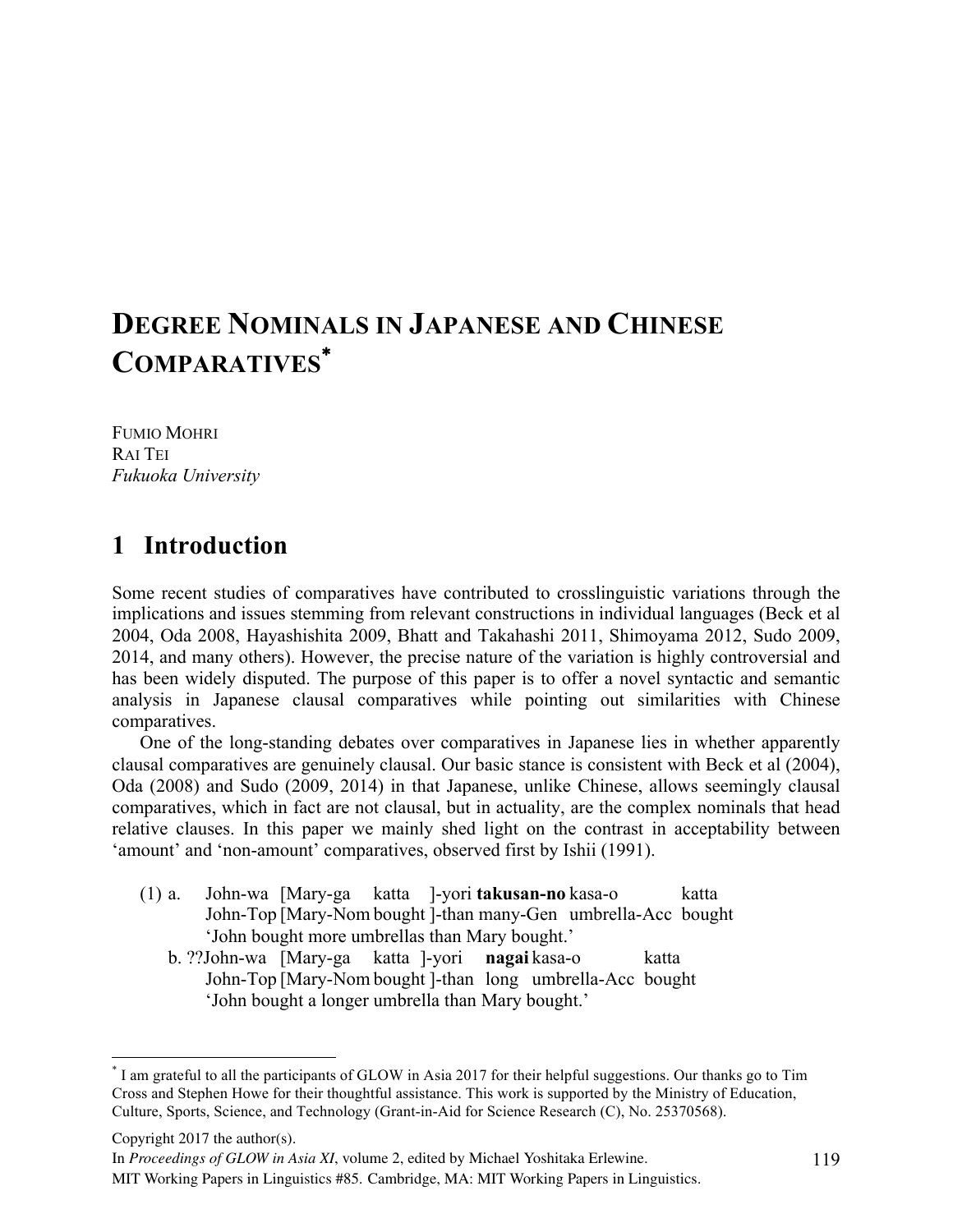# DEGREE NOMINALS IN JAPANESE AND CHINESE COMPARATIVES[*]

FUMIO MOHRI
RAI TEI
*Fukuoka University*

## 1 Introduction

Some recent studies of comparatives have contributed to crosslinguistic variations through the implications and issues stemming from relevant constructions in individual languages (Beck et al 2004, Oda 2008, Hayashishita 2009, Bhatt and Takahashi 2011, Shimoyama 2012, Sudo 2009, 2014, and many others). However, the precise nature of the variation is highly controversial and has been widely disputed. The purpose of this paper is to offer a novel syntactic and semantic analysis in Japanese clausal comparatives while pointing out similarities with Chinese comparatives.

One of the long-standing debates over comparatives in Japanese lies in whether apparently clausal comparatives are genuinely clausal. Our basic stance is consistent with Beck et al (2004), Oda (2008) and Sudo (2009, 2014) in that Japanese, unlike Chinese, allows seemingly clausal comparatives, which in fact are not clausal, but in actuality, are the complex nominals that head relative clauses. In this paper we mainly shed light on the contrast in acceptability between 'amount' and 'non-amount' comparatives, observed first by Ishii (1991).

(1) a. John-wa [Mary-ga katta ]-yori **takusan-no** kasa-o katta
  John-Top [Mary-Nom bought ]-than many-Gen umbrella-Acc bought
  'John bought more umbrellas than Mary bought.'

 b. ??John-wa [Mary-ga katta ]-yori **nagai** kasa-o katta
  John-Top [Mary-Nom bought ]-than long umbrella-Acc bought
  'John bought a longer umbrella than Mary bought.'

---

[*] I am grateful to all the participants of GLOW in Asia 2017 for their helpful suggestions. Our thanks go to Tim Cross and Stephen Howe for their thoughtful assistance. This work is supported by the Ministry of Education, Culture, Sports, Science, and Technology (Grant-in-Aid for Science Research (C), No. 25370568).

Copyright 2017 the author(s).
In *Proceedings of GLOW in Asia XI*, volume 2, edited by Michael Yoshitaka Erlewine.
MIT Working Papers in Linguistics #85. Cambridge, MA: MIT Working Papers in Linguistics.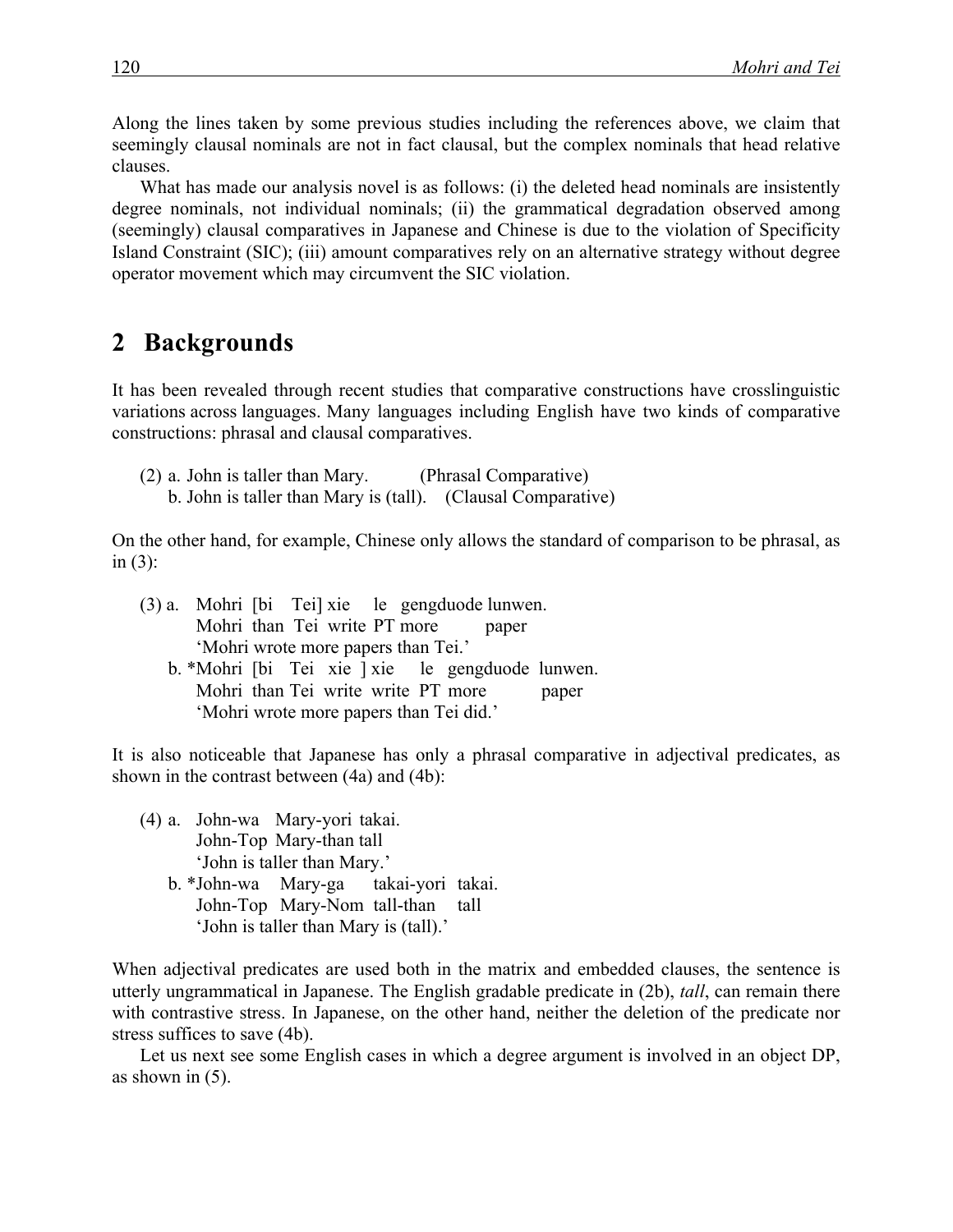Along the lines taken by some previous studies including the references above, we claim that seemingly clausal nominals are not in fact clausal, but the complex nominals that head relative clauses.

What has made our analysis novel is as follows: (i) the deleted head nominals are insistently degree nominals, not individual nominals; (ii) the grammatical degradation observed among (seemingly) clausal comparatives in Japanese and Chinese is due to the violation of Specificity Island Constraint (SIC); (iii) amount comparatives rely on an alternative strategy without degree operator movement which may circumvent the SIC violation.

## 2 Backgrounds

It has been revealed through recent studies that comparative constructions have crosslinguistic variations across languages. Many languages including English have two kinds of comparative constructions: phrasal and clausal comparatives.

(2) a. John is taller than Mary. (Phrasal Comparative)
 b. John is taller than Mary is (tall). (Clausal Comparative)

On the other hand, for example, Chinese only allows the standard of comparison to be phrasal, as in (3):

(3) a. Mohri [bi Tei] xie le gengduode lunwen.
 Mohri than Tei write PT more paper
 'Mohri wrote more papers than Tei.'
 b. *Mohri [bi Tei xie ] xie le gengduode lunwen.
 Mohri than Tei write write PT more paper
 'Mohri wrote more papers than Tei did.'

It is also noticeable that Japanese has only a phrasal comparative in adjectival predicates, as shown in the contrast between (4a) and (4b):

(4) a. John-wa Mary-yori takai.
 John-Top Mary-than tall
 'John is taller than Mary.'
 b. *John-wa Mary-ga takai-yori takai.
 John-Top Mary-Nom tall-than tall
 'John is taller than Mary is (tall).'

When adjectival predicates are used both in the matrix and embedded clauses, the sentence is utterly ungrammatical in Japanese. The English gradable predicate in (2b), *tall*, can remain there with contrastive stress. In Japanese, on the other hand, neither the deletion of the predicate nor stress suffices to save (4b).

Let us next see some English cases in which a degree argument is involved in an object DP, as shown in (5).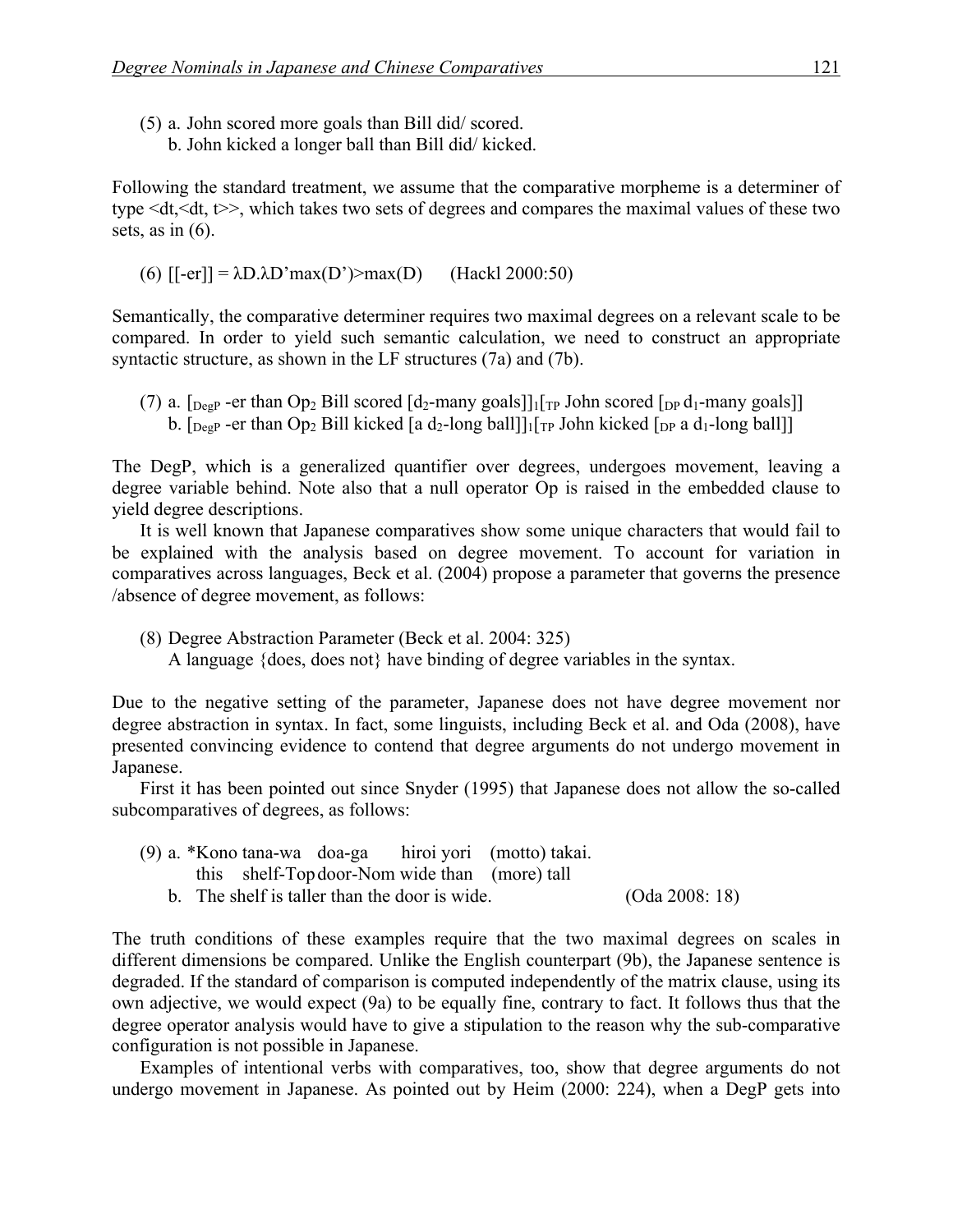(5) a. John scored more goals than Bill did/ scored.
    b. John kicked a longer ball than Bill did/ kicked.

Following the standard treatment, we assume that the comparative morpheme is a determiner of type <dt,<dt, t>>, which takes two sets of degrees and compares the maximal values of these two sets, as in (6).

(6) [[-er]] = λD.λD'max(D')>max(D)  (Hackl 2000:50)

Semantically, the comparative determiner requires two maximal degrees on a relevant scale to be compared. In order to yield such semantic calculation, we need to construct an appropriate syntactic structure, as shown in the LF structures (7a) and (7b).

(7) a. $[_{DegP}$ -er than $Op_2$ Bill scored $[d_2$-many goals$]]_1[_{TP}$ John scored $[_{DP}$ $d_1$-many goals$]]$
    b. $[_{DegP}$ -er than $Op_2$ Bill kicked [a $d_2$-long ball$]]_1[_{TP}$ John kicked $[_{DP}$ a $d_1$-long ball$]]$

The DegP, which is a generalized quantifier over degrees, undergoes movement, leaving a degree variable behind. Note also that a null operator Op is raised in the embedded clause to yield degree descriptions.

It is well known that Japanese comparatives show some unique characters that would fail to be explained with the analysis based on degree movement. To account for variation in comparatives across languages, Beck et al. (2004) propose a parameter that governs the presence /absence of degree movement, as follows:

(8) Degree Abstraction Parameter (Beck et al. 2004: 325)
    A language {does, does not} have binding of degree variables in the syntax.

Due to the negative setting of the parameter, Japanese does not have degree movement nor degree abstraction in syntax. In fact, some linguists, including Beck et al. and Oda (2008), have presented convincing evidence to contend that degree arguments do not undergo movement in Japanese.

First it has been pointed out since Snyder (1995) that Japanese does not allow the so-called subcomparatives of degrees, as follows:

(9) a. *Kono tana-wa doa-ga hiroi yori (motto) takai.
        this shelf-Top door-Nom wide than (more) tall
    b. The shelf is taller than the door is wide.  (Oda 2008: 18)

The truth conditions of these examples require that the two maximal degrees on scales in different dimensions be compared. Unlike the English counterpart (9b), the Japanese sentence is degraded. If the standard of comparison is computed independently of the matrix clause, using its own adjective, we would expect (9a) to be equally fine, contrary to fact. It follows thus that the degree operator analysis would have to give a stipulation to the reason why the sub-comparative configuration is not possible in Japanese.

Examples of intentional verbs with comparatives, too, show that degree arguments do not undergo movement in Japanese. As pointed out by Heim (2000: 224), when a DegP gets into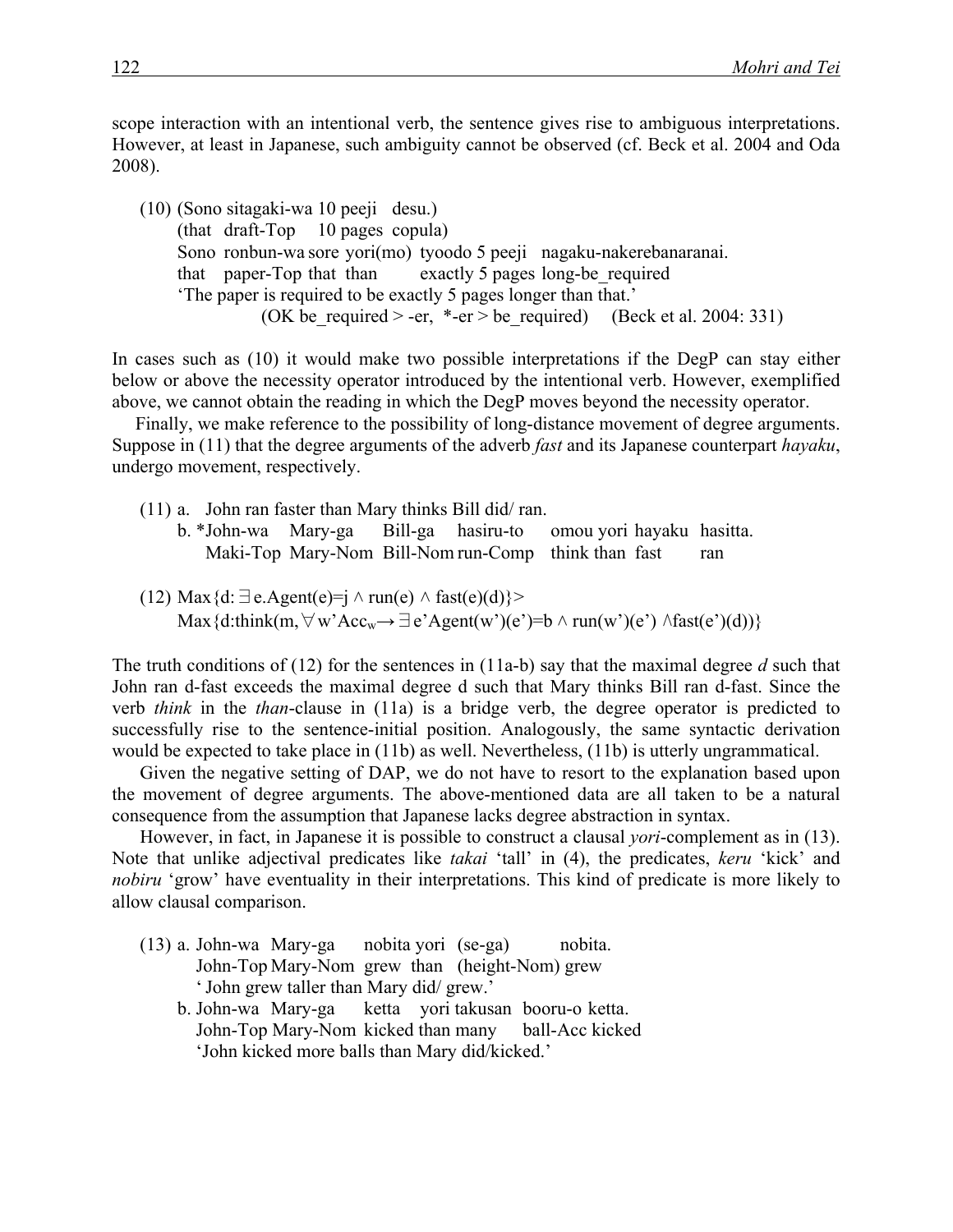scope interaction with an intentional verb, the sentence gives rise to ambiguous interpretations. However, at least in Japanese, such ambiguity cannot be observed (cf. Beck et al. 2004 and Oda 2008).

(10) (Sono sitagaki-wa 10 peeji desu.)
(that draft-Top 10 pages copula)
Sono ronbun-wa sore yori(mo) tyoodo 5 peeji nagaku-nakerebanaranai.
that paper-Top that than exactly 5 pages long-be_required
'The paper is required to be exactly 5 pages longer than that.'
(OK be_required > -er, *-er > be_required) (Beck et al. 2004: 331)

In cases such as (10) it would make two possible interpretations if the DegP can stay either below or above the necessity operator introduced by the intentional verb. However, exemplified above, we cannot obtain the reading in which the DegP moves beyond the necessity operator.

Finally, we make reference to the possibility of long-distance movement of degree arguments. Suppose in (11) that the degree arguments of the adverb *fast* and its Japanese counterpart *hayaku*, undergo movement, respectively.

(11) a. John ran faster than Mary thinks Bill did/ ran.
b. *John-wa Mary-ga Bill-ga hasiru-to omou yori hayaku hasitta.
Maki-Top Mary-Nom Bill-Nom run-Comp think than fast ran

(12) $\text{Max}\{d: \exists e.\text{Agent}(e)=j \wedge \text{run}(e) \wedge \text{fast}(e)(d)\}>$
$\text{Max}\{d:\text{think}(m, \forall w'\text{Acc}_w \rightarrow \exists e'\text{Agent}(w')(e')=b \wedge \text{run}(w')(e') \wedge \text{fast}(e')(d))\}$

The truth conditions of (12) for the sentences in (11a-b) say that the maximal degree *d* such that John ran d-fast exceeds the maximal degree d such that Mary thinks Bill ran d-fast. Since the verb *think* in the *than*-clause in (11a) is a bridge verb, the degree operator is predicted to successfully rise to the sentence-initial position. Analogously, the same syntactic derivation would be expected to take place in (11b) as well. Nevertheless, (11b) is utterly ungrammatical.

Given the negative setting of DAP, we do not have to resort to the explanation based upon the movement of degree arguments. The above-mentioned data are all taken to be a natural consequence from the assumption that Japanese lacks degree abstraction in syntax.

However, in fact, in Japanese it is possible to construct a clausal *yori*-complement as in (13). Note that unlike adjectival predicates like *takai* 'tall' in (4), the predicates, *keru* 'kick' and *nobiru* 'grow' have eventuality in their interpretations. This kind of predicate is more likely to allow clausal comparison.

(13) a. John-wa Mary-ga nobita yori (se-ga) nobita.
John-Top Mary-Nom grew than (height-Nom) grew
' John grew taller than Mary did/ grew.'
b. John-wa Mary-ga ketta yori takusan booru-o ketta.
John-Top Mary-Nom kicked than many ball-Acc kicked
'John kicked more balls than Mary did/kicked.'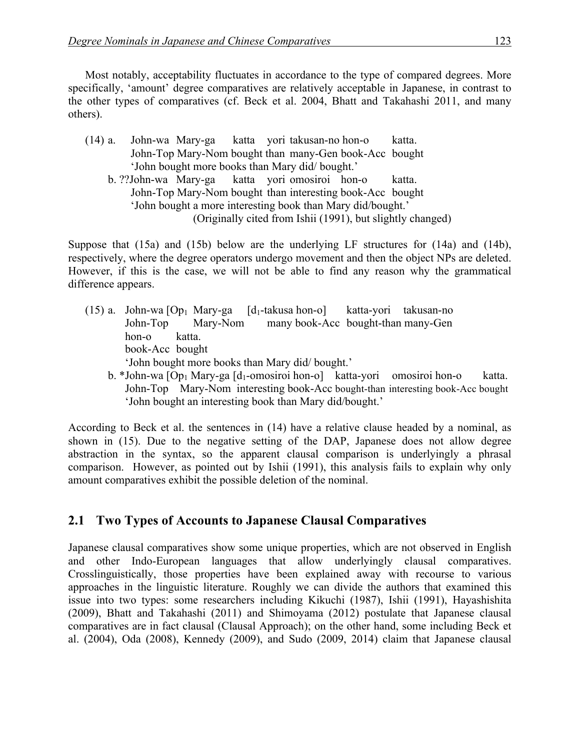Most notably, acceptability fluctuates in accordance to the type of compared degrees. More specifically, 'amount' degree comparatives are relatively acceptable in Japanese, in contrast to the other types of comparatives (cf. Beck et al. 2004, Bhatt and Takahashi 2011, and many others).

(14) a. John-wa Mary-ga katta yori takusan-no hon-o katta.  
John-Top Mary-Nom bought than many-Gen book-Acc bought  
'John bought more books than Mary did/ bought.'

b. ??John-wa Mary-ga katta yori omosiroi hon-o katta.  
John-Top Mary-Nom bought than interesting book-Acc bought  
'John bought a more interesting book than Mary did/bought.'  
(Originally cited from Ishii (1991), but slightly changed)

Suppose that (15a) and (15b) below are the underlying LF structures for (14a) and (14b), respectively, where the degree operators undergo movement and then the object NPs are deleted. However, if this is the case, we will not be able to find any reason why the grammatical difference appears.

(15) a. John-wa [$Op_1$ Mary-ga [$d_1$-takusa hon-o] katta-yori takusan-no hon-o katta.  
John-Top Mary-Nom many book-Acc bought-than many-Gen book-Acc bought  
'John bought more books than Mary did/ bought.'

b. *John-wa [$Op_1$ Mary-ga [$d_1$-omosiroi hon-o] katta-yori omosiroi hon-o katta.  
John-Top Mary-Nom interesting book-Acc bought-than interesting book-Acc bought  
'John bought an interesting book than Mary did/bought.'

According to Beck et al. the sentences in (14) have a relative clause headed by a nominal, as shown in (15). Due to the negative setting of the DAP, Japanese does not allow degree abstraction in the syntax, so the apparent clausal comparison is underlyingly a phrasal comparison. However, as pointed out by Ishii (1991), this analysis fails to explain why only amount comparatives exhibit the possible deletion of the nominal.

## 2.1 Two Types of Accounts to Japanese Clausal Comparatives

Japanese clausal comparatives show some unique properties, which are not observed in English and other Indo-European languages that allow underlyingly clausal comparatives. Crosslinguistically, those properties have been explained away with recourse to various approaches in the linguistic literature. Roughly we can divide the authors that examined this issue into two types: some researchers including Kikuchi (1987), Ishii (1991), Hayashishita (2009), Bhatt and Takahashi (2011) and Shimoyama (2012) postulate that Japanese clausal comparatives are in fact clausal (Clausal Approach); on the other hand, some including Beck et al. (2004), Oda (2008), Kennedy (2009), and Sudo (2009, 2014) claim that Japanese clausal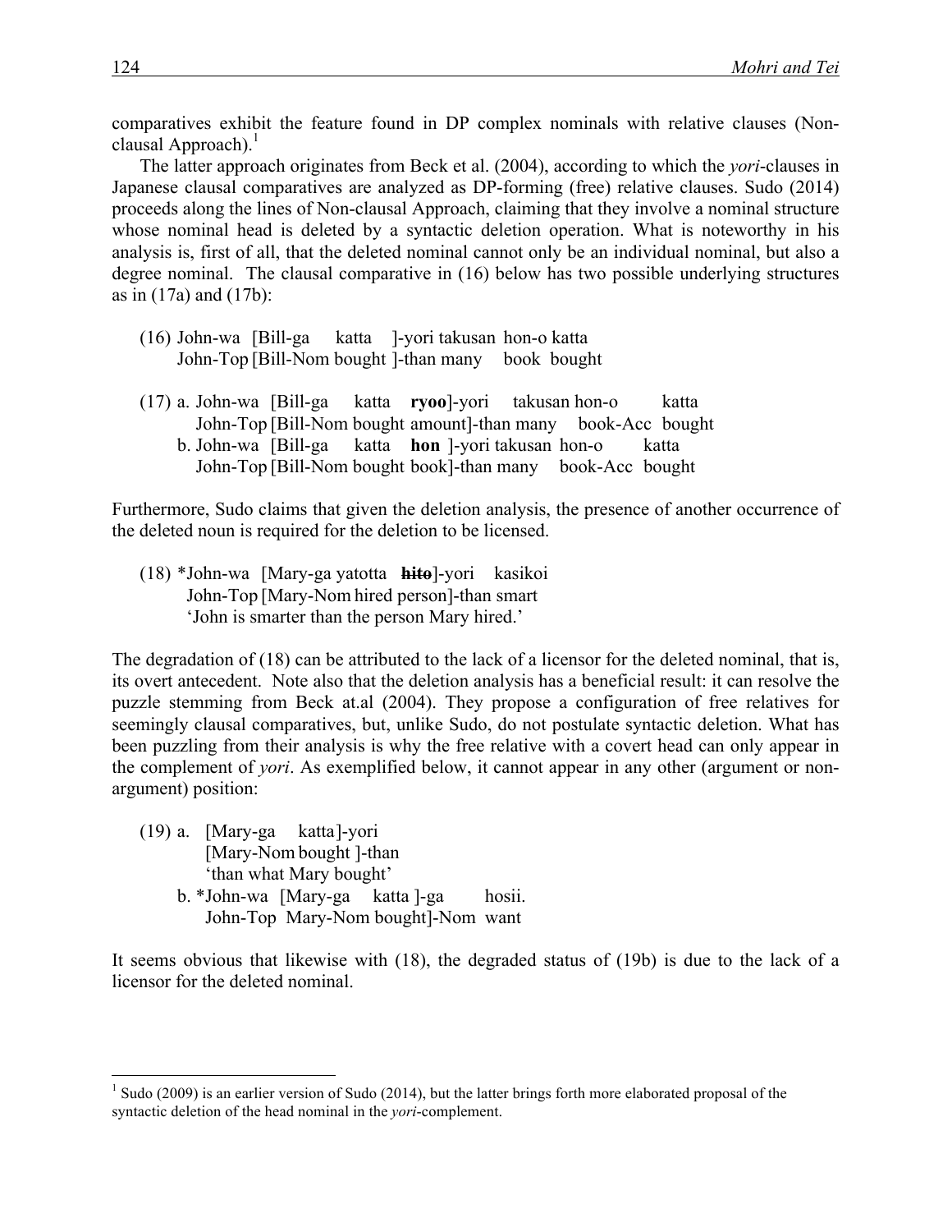comparatives exhibit the feature found in DP complex nominals with relative clauses (Non-clausal Approach).[1]

The latter approach originates from Beck et al. (2004), according to which the *yori*-clauses in Japanese clausal comparatives are analyzed as DP-forming (free) relative clauses. Sudo (2014) proceeds along the lines of Non-clausal Approach, claiming that they involve a nominal structure whose nominal head is deleted by a syntactic deletion operation. What is noteworthy in his analysis is, first of all, that the deleted nominal cannot only be an individual nominal, but also a degree nominal. The clausal comparative in (16) below has two possible underlying structures as in (17a) and (17b):

(16) John-wa [Bill-ga katta ]-yori takusan hon-o katta
     John-Top [Bill-Nom bought ]-than many book bought

(17) a. John-wa [Bill-ga katta **ryoo**]-yori takusan hon-o katta
        John-Top [Bill-Nom bought amount]-than many book-Acc bought
     b. John-wa [Bill-ga katta **hon** ]-yori takusan hon-o katta
        John-Top [Bill-Nom bought book]-than many book-Acc bought

Furthermore, Sudo claims that given the deletion analysis, the presence of another occurrence of the deleted noun is required for the deletion to be licensed.

(18) *John-wa [Mary-ga yatotta ~~**hito**~~]-yori kasikoi
      John-Top [Mary-Nom hired person]-than smart
      'John is smarter than the person Mary hired.'

The degradation of (18) can be attributed to the lack of a licensor for the deleted nominal, that is, its overt antecedent. Note also that the deletion analysis has a beneficial result: it can resolve the puzzle stemming from Beck at.al (2004). They propose a configuration of free relatives for seemingly clausal comparatives, but, unlike Sudo, do not postulate syntactic deletion. What has been puzzling from their analysis is why the free relative with a covert head can only appear in the complement of *yori*. As exemplified below, it cannot appear in any other (argument or non-argument) position:

(19) a. [Mary-ga katta]-yori
        [Mary-Nom bought ]-than
        'than what Mary bought'
     b. *John-wa [Mary-ga katta ]-ga hosii.
        John-Top Mary-Nom bought]-Nom want

It seems obvious that likewise with (18), the degraded status of (19b) is due to the lack of a licensor for the deleted nominal.

[1] Sudo (2009) is an earlier version of Sudo (2014), but the latter brings forth more elaborated proposal of the syntactic deletion of the head nominal in the *yori*-complement.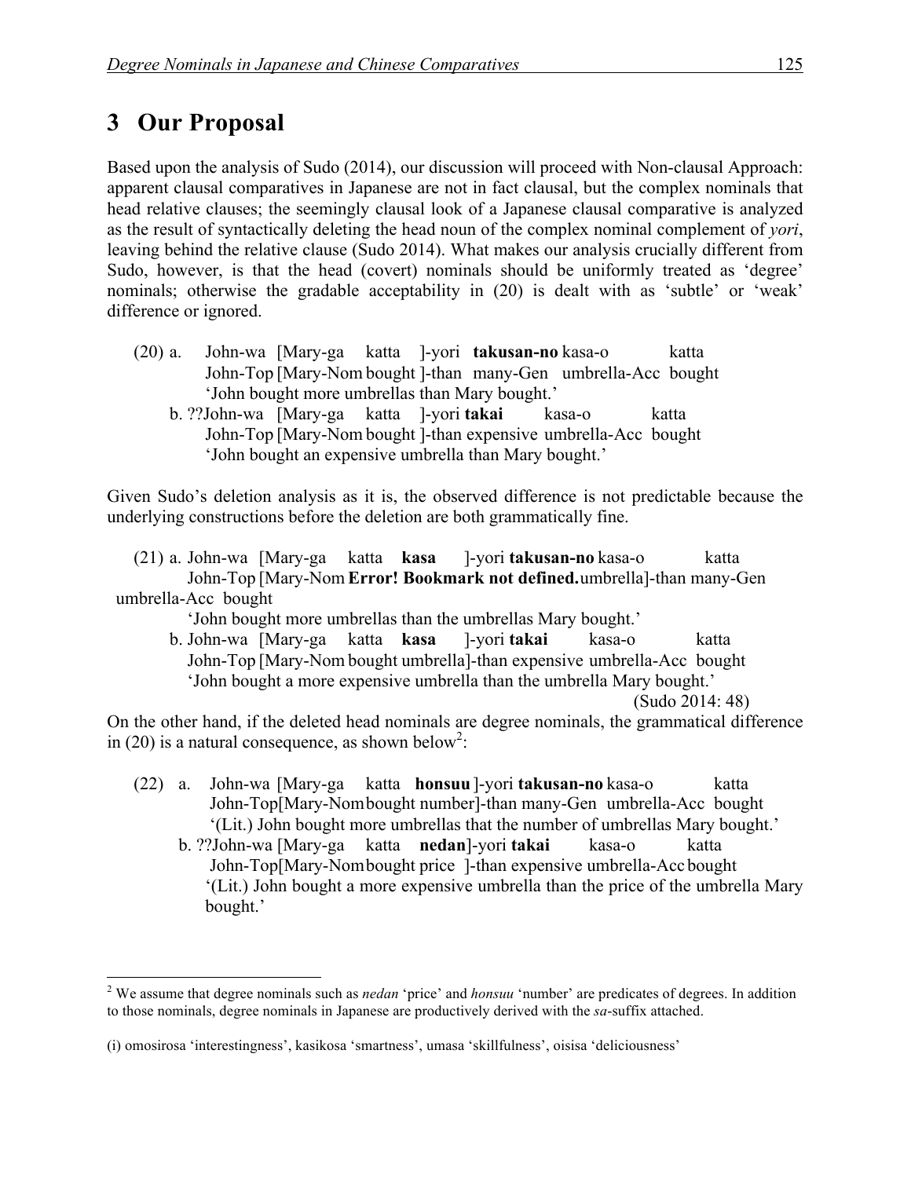## 3 Our Proposal

Based upon the analysis of Sudo (2014), our discussion will proceed with Non-clausal Approach: apparent clausal comparatives in Japanese are not in fact clausal, but the complex nominals that head relative clauses; the seemingly clausal look of a Japanese clausal comparative is analyzed as the result of syntactically deleting the head noun of the complex nominal complement of *yori*, leaving behind the relative clause (Sudo 2014). What makes our analysis crucially different from Sudo, however, is that the head (covert) nominals should be uniformly treated as 'degree' nominals; otherwise the gradable acceptability in (20) is dealt with as 'subtle' or 'weak' difference or ignored.

(20) a. John-wa [Mary-ga katta ]-yori **takusan-no** kasa-o katta
John-Top [Mary-Nom bought ]-than many-Gen umbrella-Acc bought
'John bought more umbrellas than Mary bought.'

b. ??John-wa [Mary-ga katta ]-yori **takai** kasa-o katta
John-Top [Mary-Nom bought ]-than expensive umbrella-Acc bought
'John bought an expensive umbrella than Mary bought.'

Given Sudo's deletion analysis as it is, the observed difference is not predictable because the underlying constructions before the deletion are both grammatically fine.

(21) a. John-wa [Mary-ga katta **kasa** ]-yori **takusan-no** kasa-o katta
John-Top [Mary-Nom **Error! Bookmark not defined.**umbrella]-than many-Gen umbrella-Acc bought
'John bought more umbrellas than the umbrellas Mary bought.'

b. John-wa [Mary-ga katta **kasa** ]-yori **takai** kasa-o katta
John-Top [Mary-Nom bought umbrella]-than expensive umbrella-Acc bought
'John bought a more expensive umbrella than the umbrella Mary bought.'
(Sudo 2014: 48)

On the other hand, if the deleted head nominals are degree nominals, the grammatical difference in (20) is a natural consequence, as shown below[2]:

(22) a. John-wa [Mary-ga katta **honsuu** ]-yori **takusan-no** kasa-o katta
John-Top[Mary-Nom bought number]-than many-Gen umbrella-Acc bought
'(Lit.) John bought more umbrellas that the number of umbrellas Mary bought.'

b. ??John-wa [Mary-ga katta **nedan**]-yori **takai** kasa-o katta
John-Top[Mary-Nom bought price ]-than expensive umbrella-Acc bought
'(Lit.) John bought a more expensive umbrella than the price of the umbrella Mary bought.'

[2] We assume that degree nominals such as *nedan* 'price' and *honsuu* 'number' are predicates of degrees. In addition to those nominals, degree nominals in Japanese are productively derived with the *sa*-suffix attached.

(i) omosirosa 'interestingness', kasikosa 'smartness', umasa 'skillfulness', oisisa 'deliciousness'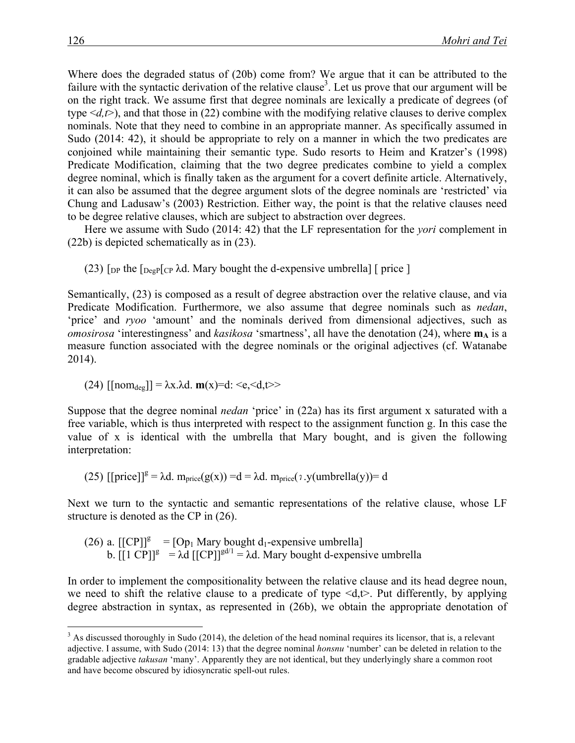Where does the degraded status of (20b) come from? We argue that it can be attributed to the failure with the syntactic derivation of the relative clause[3]. Let us prove that our argument will be on the right track. We assume first that degree nominals are lexically a predicate of degrees (of type <*d,t*>), and that those in (22) combine with the modifying relative clauses to derive complex nominals. Note that they need to combine in an appropriate manner. As specifically assumed in Sudo (2014: 42), it should be appropriate to rely on a manner in which the two predicates are conjoined while maintaining their semantic type. Sudo resorts to Heim and Kratzer's (1998) Predicate Modification, claiming that the two degree predicates combine to yield a complex degree nominal, which is finally taken as the argument for a covert definite article. Alternatively, it can also be assumed that the degree argument slots of the degree nominals are 'restricted' via Chung and Ladusaw's (2003) Restriction. Either way, the point is that the relative clauses need to be degree relative clauses, which are subject to abstraction over degrees.

Here we assume with Sudo (2014: 42) that the LF representation for the *yori* complement in (22b) is depicted schematically as in (23).

(23) $[_{DP}$ the $[_{DegP}[_{CP}$ λd. Mary bought the d-expensive umbrella] [ price ]

Semantically, (23) is composed as a result of degree abstraction over the relative clause, and via Predicate Modification. Furthermore, we also assume that degree nominals such as *nedan*, 'price' and *ryoo* 'amount' and the nominals derived from dimensional adjectives, such as *omosirosa* 'interestingness' and *kasikosa* 'smartness', all have the denotation (24), where $\mathbf{m_A}$ is a measure function associated with the degree nominals or the original adjectives (cf. Watanabe 2014).

(24) $[[\text{nom}_{deg}]] = \lambda x.\lambda d.\ \mathbf{m}(x){=}d$: <e,<d,t>>

Suppose that the degree nominal *nedan* 'price' in (22a) has its first argument x saturated with a free variable, which is thus interpreted with respect to the assignment function g. In this case the value of x is identical with the umbrella that Mary bought, and is given the following interpretation:

(25) $[[\text{price}]]^g = \lambda d.\ m_{price}(g(x)) = d = \lambda d.\ m_{price}(\iota.y(\text{umbrella}(y)) = d$

Next we turn to the syntactic and semantic representations of the relative clause, whose LF structure is denoted as the CP in (26).

(26) a. $[[\text{CP}]]^g$ = [$\text{Op}_1$ Mary bought $d_1$-expensive umbrella]
b. $[[1\ \text{CP}]]^g = \lambda d\ [[\text{CP}]]^{gd/1}$ = λd. Mary bought d-expensive umbrella

In order to implement the compositionality between the relative clause and its head degree noun, we need to shift the relative clause to a predicate of type <d,t>. Put differently, by applying degree abstraction in syntax, as represented in (26b), we obtain the appropriate denotation of

[3] As discussed thoroughly in Sudo (2014), the deletion of the head nominal requires its licensor, that is, a relevant adjective. I assume, with Sudo (2014: 13) that the degree nominal *honsnu* 'number' can be deleted in relation to the gradable adjective *takusan* 'many'. Apparently they are not identical, but they underlyingly share a common root and have become obscured by idiosyncratic spell-out rules.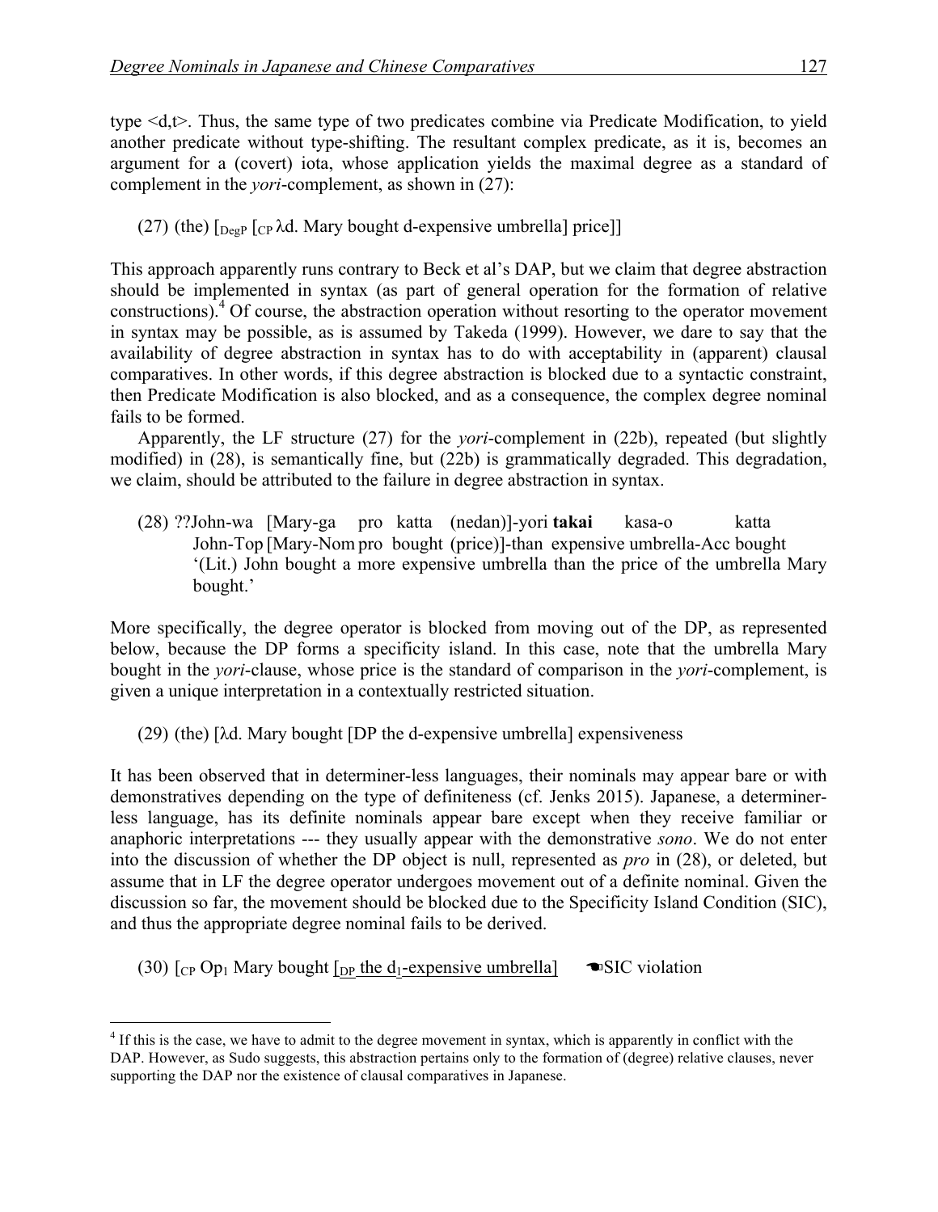type <d,t>. Thus, the same type of two predicates combine via Predicate Modification, to yield another predicate without type-shifting. The resultant complex predicate, as it is, becomes an argument for a (covert) iota, whose application yields the maximal degree as a standard of complement in the *yori*-complement, as shown in (27):

(27) (the) [$_{DegP}$ [$_{CP}$ λd. Mary bought d-expensive umbrella] price]]

This approach apparently runs contrary to Beck et al's DAP, but we claim that degree abstraction should be implemented in syntax (as part of general operation for the formation of relative constructions).[4] Of course, the abstraction operation without resorting to the operator movement in syntax may be possible, as is assumed by Takeda (1999). However, we dare to say that the availability of degree abstraction in syntax has to do with acceptability in (apparent) clausal comparatives. In other words, if this degree abstraction is blocked due to a syntactic constraint, then Predicate Modification is also blocked, and as a consequence, the complex degree nominal fails to be formed.

Apparently, the LF structure (27) for the *yori*-complement in (22b), repeated (but slightly modified) in (28), is semantically fine, but (22b) is grammatically degraded. This degradation, we claim, should be attributed to the failure in degree abstraction in syntax.

(28) ??John-wa [Mary-ga pro katta (nedan)]-yori **takai** kasa-o katta
John-Top [Mary-Nom pro bought (price)]-than expensive umbrella-Acc bought
'(Lit.) John bought a more expensive umbrella than the price of the umbrella Mary bought.'

More specifically, the degree operator is blocked from moving out of the DP, as represented below, because the DP forms a specificity island. In this case, note that the umbrella Mary bought in the *yori*-clause, whose price is the standard of comparison in the *yori*-complement, is given a unique interpretation in a contextually restricted situation.

(29) (the) [λd. Mary bought [DP the d-expensive umbrella] expensiveness

It has been observed that in determiner-less languages, their nominals may appear bare or with demonstratives depending on the type of definiteness (cf. Jenks 2015). Japanese, a determiner-less language, has its definite nominals appear bare except when they receive familiar or anaphoric interpretations --- they usually appear with the demonstrative *sono*. We do not enter into the discussion of whether the DP object is null, represented as *pro* in (28), or deleted, but assume that in LF the degree operator undergoes movement out of a definite nominal. Given the discussion so far, the movement should be blocked due to the Specificity Island Condition (SIC), and thus the appropriate degree nominal fails to be derived.

(30) [$_{CP}$ Op$_1$ Mary bought [$_{DP}$ the d$_1$-expensive umbrella] ☚SIC violation

[4] If this is the case, we have to admit to the degree movement in syntax, which is apparently in conflict with the DAP. However, as Sudo suggests, this abstraction pertains only to the formation of (degree) relative clauses, never supporting the DAP nor the existence of clausal comparatives in Japanese.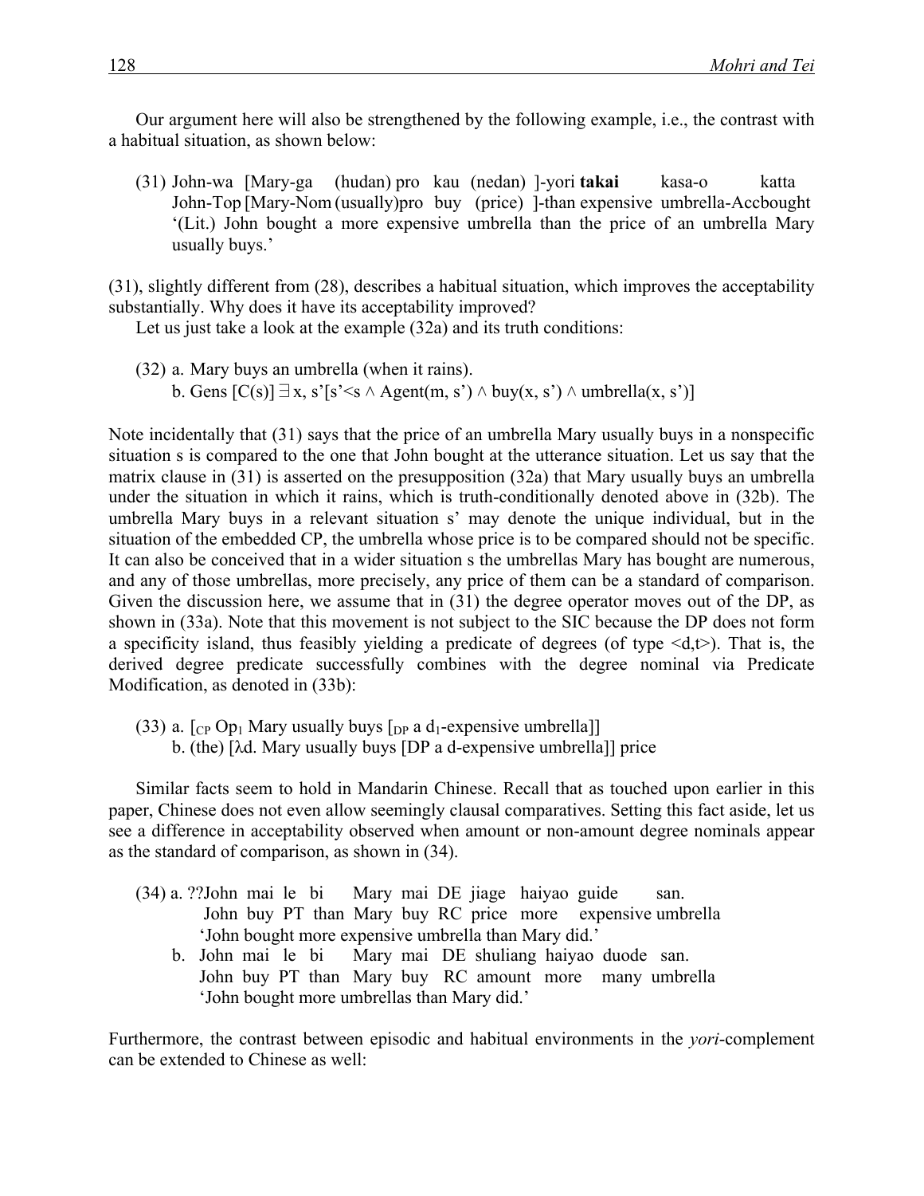Our argument here will also be strengthened by the following example, i.e., the contrast with a habitual situation, as shown below:

(31) John-wa [Mary-ga (hudan) pro kau (nedan) ]-yori **takai** kasa-o katta
John-Top [Mary-Nom (usually)pro buy (price) ]-than expensive umbrella-Acc bought
'(Lit.) John bought a more expensive umbrella than the price of an umbrella Mary usually buys.'

(31), slightly different from (28), describes a habitual situation, which improves the acceptability substantially. Why does it have its acceptability improved?

Let us just take a look at the example (32a) and its truth conditions:

(32) a. Mary buys an umbrella (when it rains).
b. Gens $[C(s)] \exists x, s'[s'<s \wedge \text{Agent}(m, s') \wedge \text{buy}(x, s') \wedge \text{umbrella}(x, s')]$

Note incidentally that (31) says that the price of an umbrella Mary usually buys in a nonspecific situation s is compared to the one that John bought at the utterance situation. Let us say that the matrix clause in (31) is asserted on the presupposition (32a) that Mary usually buys an umbrella under the situation in which it rains, which is truth-conditionally denoted above in (32b). The umbrella Mary buys in a relevant situation s' may denote the unique individual, but in the situation of the embedded CP, the umbrella whose price is to be compared should not be specific. It can also be conceived that in a wider situation s the umbrellas Mary has bought are numerous, and any of those umbrellas, more precisely, any price of them can be a standard of comparison. Given the discussion here, we assume that in (31) the degree operator moves out of the DP, as shown in (33a). Note that this movement is not subject to the SIC because the DP does not form a specificity island, thus feasibly yielding a predicate of degrees (of type <d,t>). That is, the derived degree predicate successfully combines with the degree nominal via Predicate Modification, as denoted in (33b):

(33) a. $[_{CP}$ $Op_1$ Mary usually buys $[_{DP}$ a $d_1$-expensive umbrella]]
b. (the) [λd. Mary usually buys [DP a d-expensive umbrella]] price

Similar facts seem to hold in Mandarin Chinese. Recall that as touched upon earlier in this paper, Chinese does not even allow seemingly clausal comparatives. Setting this fact aside, let us see a difference in acceptability observed when amount or non-amount degree nominals appear as the standard of comparison, as shown in (34).

(34) a. ??John mai le bi Mary mai DE jiage haiyao guide san.
John buy PT than Mary buy RC price more expensive umbrella
'John bought more expensive umbrella than Mary did.'
b. John mai le bi Mary mai DE shuliang haiyao duode san.
John buy PT than Mary buy RC amount more many umbrella
'John bought more umbrellas than Mary did.'

Furthermore, the contrast between episodic and habitual environments in the *yori*-complement can be extended to Chinese as well: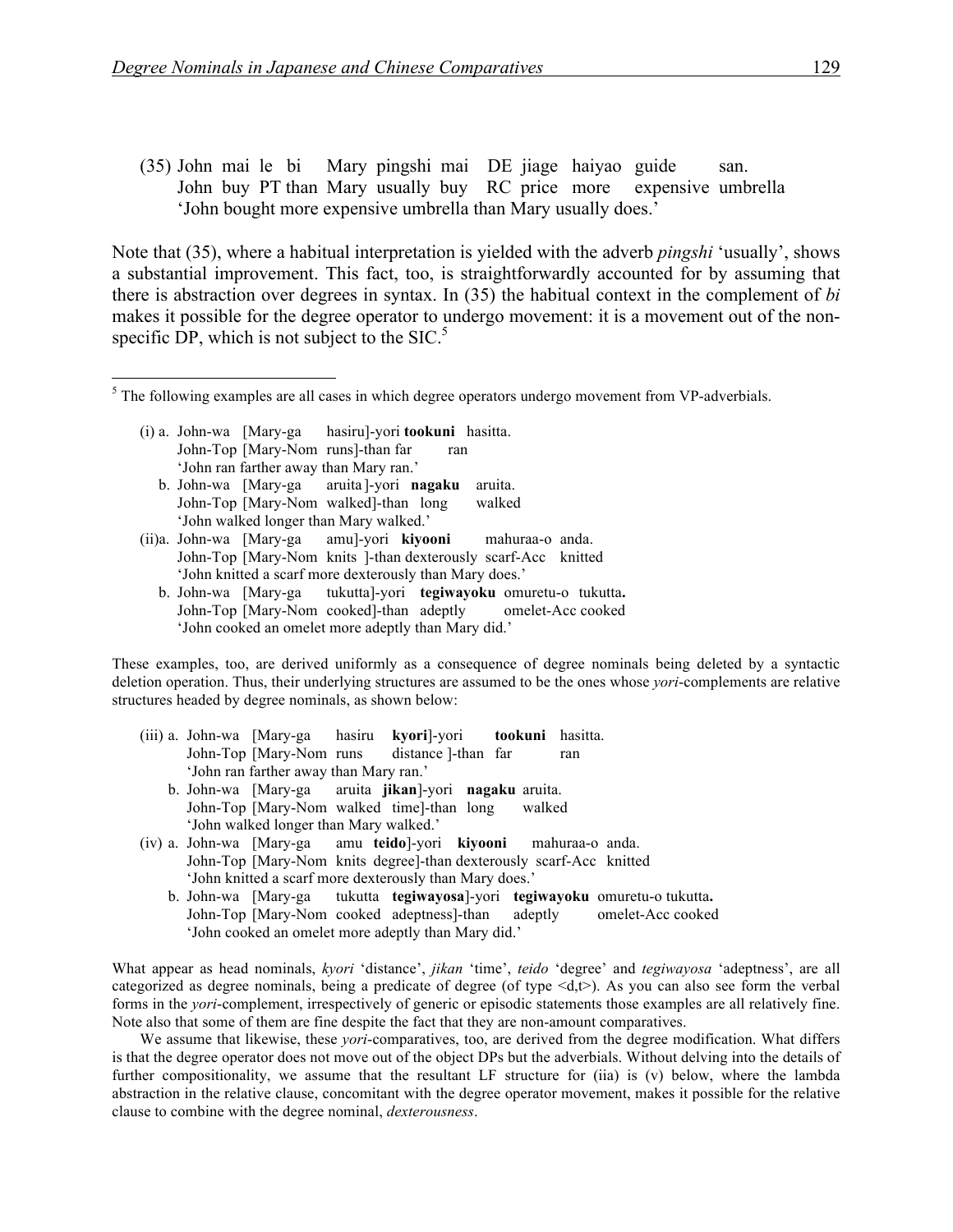(35) John mai le bi Mary pingshi mai DE jiage haiyao guide san.
     John buy PT than Mary usually buy RC price more expensive umbrella
     'John bought more expensive umbrella than Mary usually does.'

Note that (35), where a habitual interpretation is yielded with the adverb *pingshi* 'usually', shows a substantial improvement. This fact, too, is straightforwardly accounted for by assuming that there is abstraction over degrees in syntax. In (35) the habitual context in the complement of *bi* makes it possible for the degree operator to undergo movement: it is a movement out of the non-specific DP, which is not subject to the SIC.[5]

---

[5] The following examples are all cases in which degree operators undergo movement from VP-adverbials.

(i) a. John-wa [Mary-ga hasiru]-yori **tookuni** hasitta.
       John-Top [Mary-Nom runs]-than far ran
       'John ran farther away than Mary ran.'
    b. John-wa [Mary-ga aruita]-yori **nagaku** aruita.
       John-Top [Mary-Nom walked]-than long walked
       'John walked longer than Mary walked.'

(ii) a. John-wa [Mary-ga amu]-yori **kiyooni** mahuraa-o anda.
        John-Top [Mary-Nom knits ]-than dexterously scarf-Acc knitted
        'John knitted a scarf more dexterously than Mary does.'
     b. John-wa [Mary-ga tukutta]-yori **tegiwayoku** omuretu-o tukutta**.**
        John-Top [Mary-Nom cooked]-than adeptly omelet-Acc cooked
        'John cooked an omelet more adeptly than Mary did.'

These examples, too, are derived uniformly as a consequence of degree nominals being deleted by a syntactic deletion operation. Thus, their underlying structures are assumed to be the ones whose *yori*-complements are relative structures headed by degree nominals, as shown below:

(iii) a. John-wa [Mary-ga hasiru **kyori**]-yori **tookuni** hasitta.
         John-Top [Mary-Nom runs distance ]-than far ran
         'John ran farther away than Mary ran.'
      b. John-wa [Mary-ga aruita **jikan**]-yori **nagaku** aruita.
         John-Top [Mary-Nom walked time]-than long walked
         'John walked longer than Mary walked.'

(iv) a. John-wa [Mary-ga amu **teido**]-yori **kiyooni** mahuraa-o anda.
        John-Top [Mary-Nom knits degree]-than dexterously scarf-Acc knitted
        'John knitted a scarf more dexterously than Mary does.'
     b. John-wa [Mary-ga tukutta **tegiwayosa**]-yori **tegiwayoku** omuretu-o tukutta**.**
        John-Top [Mary-Nom cooked adeptness]-than adeptly omelet-Acc cooked
        'John cooked an omelet more adeptly than Mary did.'

What appear as head nominals, *kyori* 'distance', *jikan* 'time', *teido* 'degree' and *tegiwayosa* 'adeptness', are all categorized as degree nominals, being a predicate of degree (of type <d,t>). As you can also see form the verbal forms in the *yori*-complement, irrespectively of generic or episodic statements those examples are all relatively fine. Note also that some of them are fine despite the fact that they are non-amount comparatives.

We assume that likewise, these *yori*-comparatives, too, are derived from the degree modification. What differs is that the degree operator does not move out of the object DPs but the adverbials. Without delving into the details of further compositionality, we assume that the resultant LF structure for (iia) is (v) below, where the lambda abstraction in the relative clause, concomitant with the degree operator movement, makes it possible for the relative clause to combine with the degree nominal, *dexterousness*.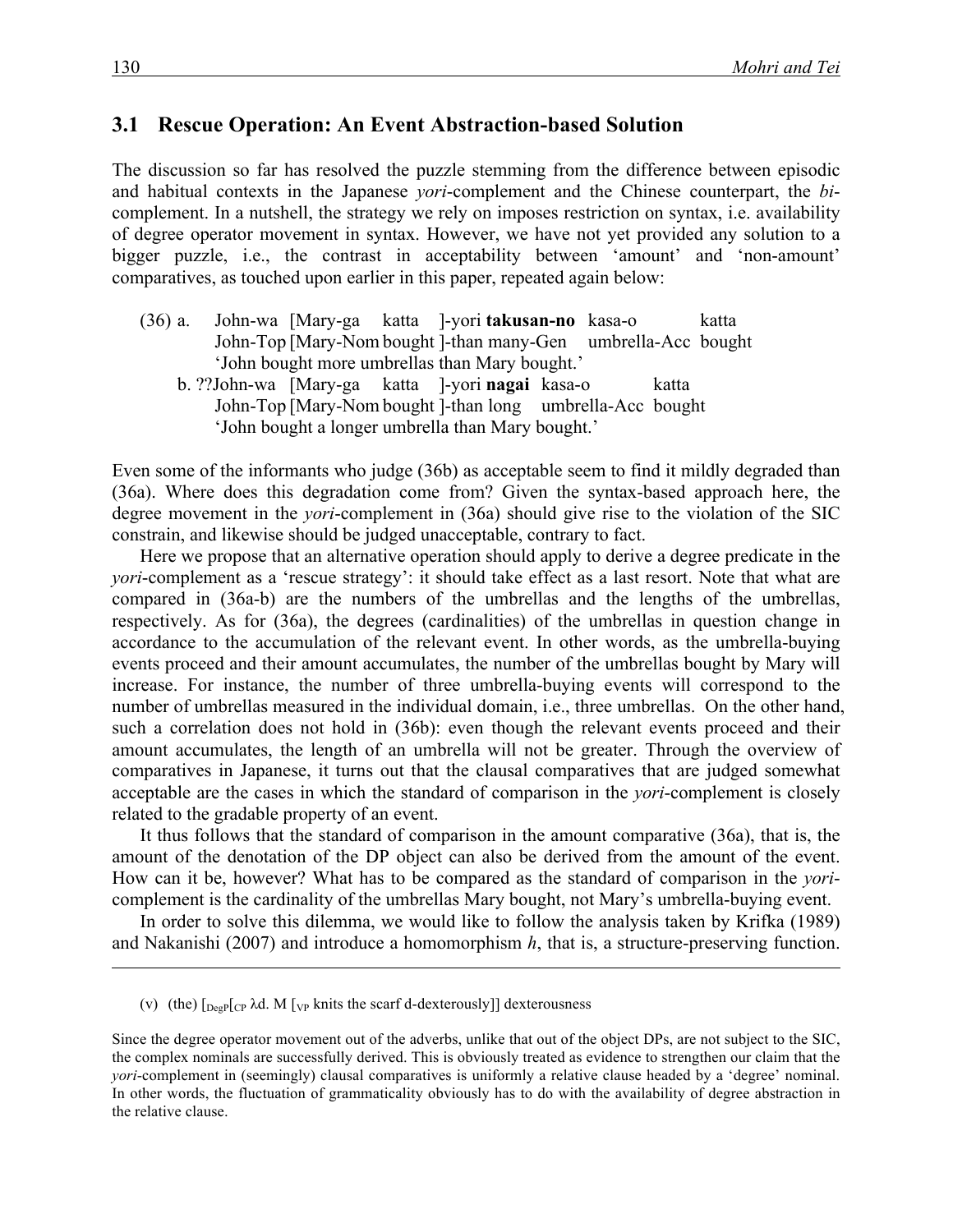### 3.1 Rescue Operation: An Event Abstraction-based Solution

The discussion so far has resolved the puzzle stemming from the difference between episodic and habitual contexts in the Japanese *yori*-complement and the Chinese counterpart, the *bi*-complement. In a nutshell, the strategy we rely on imposes restriction on syntax, i.e. availability of degree operator movement in syntax. However, we have not yet provided any solution to a bigger puzzle, i.e., the contrast in acceptability between 'amount' and 'non-amount' comparatives, as touched upon earlier in this paper, repeated again below:

(36) a. John-wa [Mary-ga katta ]-yori **takusan-no** kasa-o katta
   John-Top [Mary-Nom bought ]-than many-Gen umbrella-Acc bought
   'John bought more umbrellas than Mary bought.'

  b. ??John-wa [Mary-ga katta ]-yori **nagai** kasa-o katta
   John-Top [Mary-Nom bought ]-than long umbrella-Acc bought
   'John bought a longer umbrella than Mary bought.'

Even some of the informants who judge (36b) as acceptable seem to find it mildly degraded than (36a). Where does this degradation come from? Given the syntax-based approach here, the degree movement in the *yori*-complement in (36a) should give rise to the violation of the SIC constrain, and likewise should be judged unacceptable, contrary to fact.

Here we propose that an alternative operation should apply to derive a degree predicate in the *yori*-complement as a 'rescue strategy': it should take effect as a last resort. Note that what are compared in (36a-b) are the numbers of the umbrellas and the lengths of the umbrellas, respectively. As for (36a), the degrees (cardinalities) of the umbrellas in question change in accordance to the accumulation of the relevant event. In other words, as the umbrella-buying events proceed and their amount accumulates, the number of the umbrellas bought by Mary will increase. For instance, the number of three umbrella-buying events will correspond to the number of umbrellas measured in the individual domain, i.e., three umbrellas. On the other hand, such a correlation does not hold in (36b): even though the relevant events proceed and their amount accumulates, the length of an umbrella will not be greater. Through the overview of comparatives in Japanese, it turns out that the clausal comparatives that are judged somewhat acceptable are the cases in which the standard of comparison in the *yori*-complement is closely related to the gradable property of an event.

It thus follows that the standard of comparison in the amount comparative (36a), that is, the amount of the denotation of the DP object can also be derived from the amount of the event. How can it be, however? What has to be compared as the standard of comparison in the *yori*-complement is the cardinality of the umbrellas Mary bought, not Mary's umbrella-buying event.

In order to solve this dilemma, we would like to follow the analysis taken by Krifka (1989) and Nakanishi (2007) and introduce a homomorphism *h*, that is, a structure-preserving function.

---

(v) (the) [$_{DegP}$[$_{CP}$ $\lambda$d. M [$_{VP}$ knits the scarf d-dexterously]] dexterousness

Since the degree operator movement out of the adverbs, unlike that out of the object DPs, are not subject to the SIC, the complex nominals are successfully derived. This is obviously treated as evidence to strengthen our claim that the *yori*-complement in (seemingly) clausal comparatives is uniformly a relative clause headed by a 'degree' nominal. In other words, the fluctuation of grammaticality obviously has to do with the availability of degree abstraction in the relative clause.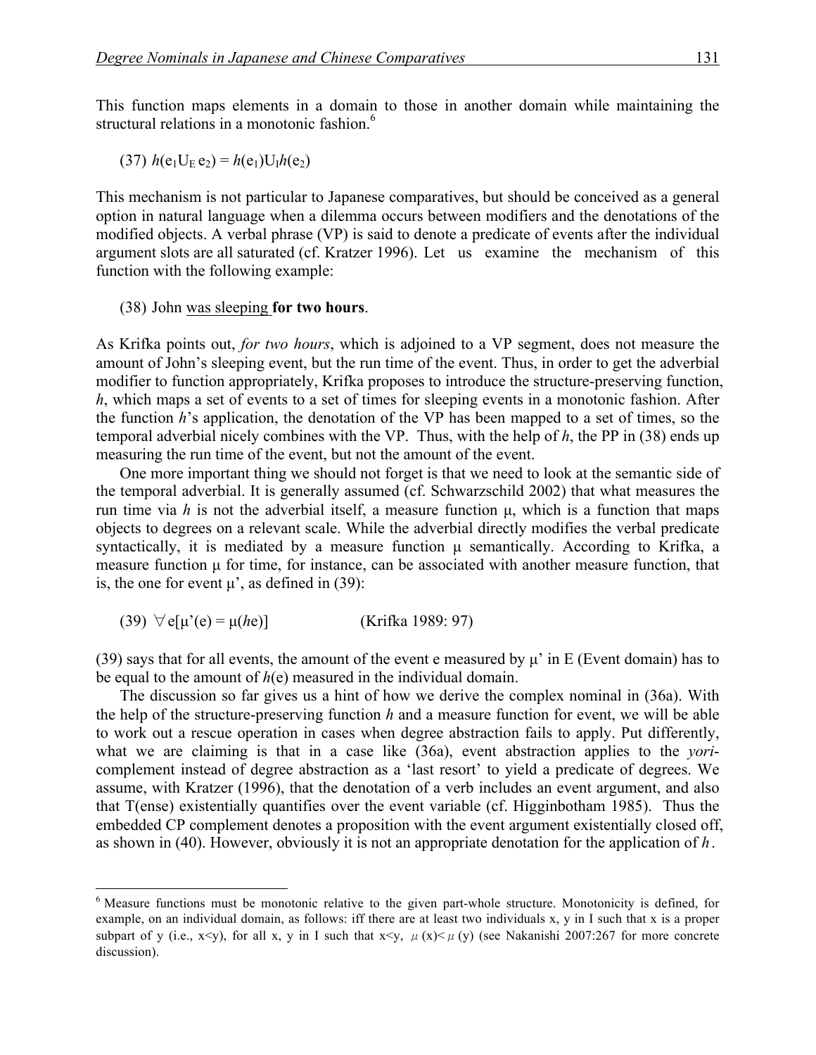This function maps elements in a domain to those in another domain while maintaining the structural relations in a monotonic fashion.[6]

(37) $h(e_1 U_E e_2) = h(e_1) U_I h(e_2)$

This mechanism is not particular to Japanese comparatives, but should be conceived as a general option in natural language when a dilemma occurs between modifiers and the denotations of the modified objects. A verbal phrase (VP) is said to denote a predicate of events after the individual argument slots are all saturated (cf. Kratzer 1996). Let us examine the mechanism of this function with the following example:

(38) John was sleeping **for two hours**.

As Krifka points out, *for two hours*, which is adjoined to a VP segment, does not measure the amount of John's sleeping event, but the run time of the event. Thus, in order to get the adverbial modifier to function appropriately, Krifka proposes to introduce the structure-preserving function, *h*, which maps a set of events to a set of times for sleeping events in a monotonic fashion. After the function *h*'s application, the denotation of the VP has been mapped to a set of times, so the temporal adverbial nicely combines with the VP. Thus, with the help of *h*, the PP in (38) ends up measuring the run time of the event, but not the amount of the event.

One more important thing we should not forget is that we need to look at the semantic side of the temporal adverbial. It is generally assumed (cf. Schwarzschild 2002) that what measures the run time via *h* is not the adverbial itself, a measure function μ, which is a function that maps objects to degrees on a relevant scale. While the adverbial directly modifies the verbal predicate syntactically, it is mediated by a measure function μ semantically. According to Krifka, a measure function μ for time, for instance, can be associated with another measure function, that is, the one for event μ', as defined in (39):

(39) $\forall e[\mu'(e) = \mu(he)]$ (Krifka 1989: 97)

(39) says that for all events, the amount of the event e measured by μ' in E (Event domain) has to be equal to the amount of *h*(e) measured in the individual domain.

The discussion so far gives us a hint of how we derive the complex nominal in (36a). With the help of the structure-preserving function *h* and a measure function for event, we will be able to work out a rescue operation in cases when degree abstraction fails to apply. Put differently, what we are claiming is that in a case like (36a), event abstraction applies to the *yori*-complement instead of degree abstraction as a 'last resort' to yield a predicate of degrees. We assume, with Kratzer (1996), that the denotation of a verb includes an event argument, and also that T(ense) existentially quantifies over the event variable (cf. Higginbotham 1985). Thus the embedded CP complement denotes a proposition with the event argument existentially closed off, as shown in (40). However, obviously it is not an appropriate denotation for the application of *h*.

---

[6] Measure functions must be monotonic relative to the given part-whole structure. Monotonicity is defined, for example, on an individual domain, as follows: iff there are at least two individuals x, y in I such that x is a proper subpart of y (i.e., $x<y$), for all x, y in I such that $x<y$, $\mu(x)<\mu(y)$ (see Nakanishi 2007:267 for more concrete discussion).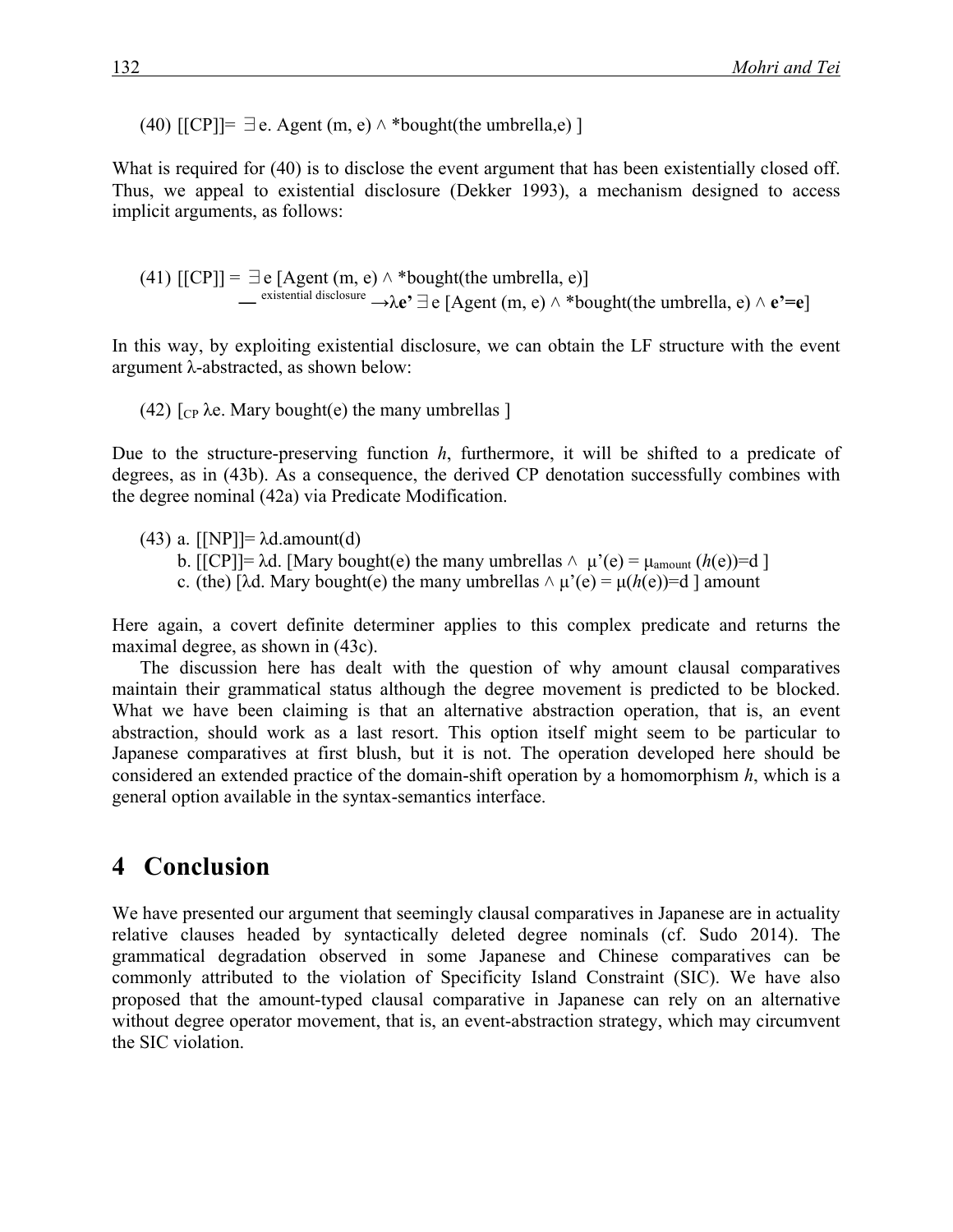(40) [[CP]]= $\exists$e. Agent (m, e) $\wedge$ *bought(the umbrella,e) ]

What is required for (40) is to disclose the event argument that has been existentially closed off. Thus, we appeal to existential disclosure (Dekker 1993), a mechanism designed to access implicit arguments, as follows:

(41) [[CP]] = $\exists$e [Agent (m, e) $\wedge$ *bought(the umbrella, e)]
$\quad\quad$ — $^{\text{existential disclosure}}$ $\rightarrow$**λe’** $\exists$e [Agent (m, e) $\wedge$ *bought(the umbrella, e) $\wedge$ **e’=e**]

In this way, by exploiting existential disclosure, we can obtain the LF structure with the event argument λ-abstracted, as shown below:

(42) [$_{CP}$ λe. Mary bought(e) the many umbrellas ]

Due to the structure-preserving function *h*, furthermore, it will be shifted to a predicate of degrees, as in (43b). As a consequence, the derived CP denotation successfully combines with the degree nominal (42a) via Predicate Modification.

(43) a. [[NP]]= λd.amount(d)
b. [[CP]]= λd. [Mary bought(e) the many umbrellas $\wedge$ $\mu$’(e) = $\mu_{amount}$ ($h$(e))=d ]
c. (the) [λd. Mary bought(e) the many umbrellas $\wedge$ $\mu$’(e) = $\mu$($h$(e))=d ] amount

Here again, a covert definite determiner applies to this complex predicate and returns the maximal degree, as shown in (43c).

The discussion here has dealt with the question of why amount clausal comparatives maintain their grammatical status although the degree movement is predicted to be blocked. What we have been claiming is that an alternative abstraction operation, that is, an event abstraction, should work as a last resort. This option itself might seem to be particular to Japanese comparatives at first blush, but it is not. The operation developed here should be considered an extended practice of the domain-shift operation by a homomorphism *h*, which is a general option available in the syntax-semantics interface.

# 4 Conclusion

We have presented our argument that seemingly clausal comparatives in Japanese are in actuality relative clauses headed by syntactically deleted degree nominals (cf. Sudo 2014). The grammatical degradation observed in some Japanese and Chinese comparatives can be commonly attributed to the violation of Specificity Island Constraint (SIC). We have also proposed that the amount-typed clausal comparative in Japanese can rely on an alternative without degree operator movement, that is, an event-abstraction strategy, which may circumvent the SIC violation.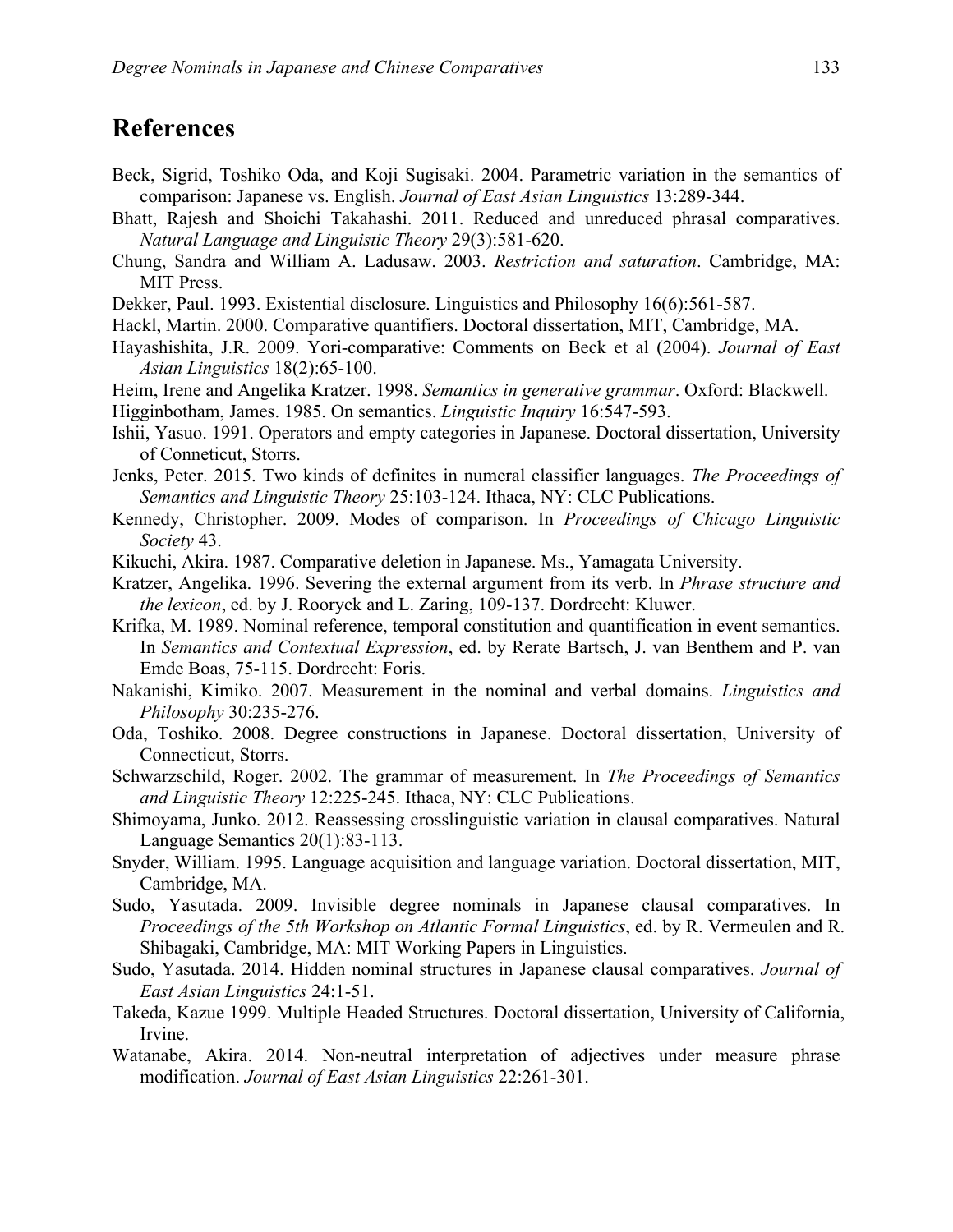## References

Beck, Sigrid, Toshiko Oda, and Koji Sugisaki. 2004. Parametric variation in the semantics of comparison: Japanese vs. English. *Journal of East Asian Linguistics* 13:289-344.

Bhatt, Rajesh and Shoichi Takahashi. 2011. Reduced and unreduced phrasal comparatives. *Natural Language and Linguistic Theory* 29(3):581-620.

Chung, Sandra and William A. Ladusaw. 2003. *Restriction and saturation*. Cambridge, MA: MIT Press.

Dekker, Paul. 1993. Existential disclosure. Linguistics and Philosophy 16(6):561-587.

Hackl, Martin. 2000. Comparative quantifiers. Doctoral dissertation, MIT, Cambridge, MA.

Hayashishita, J.R. 2009. Yori-comparative: Comments on Beck et al (2004). *Journal of East Asian Linguistics* 18(2):65-100.

Heim, Irene and Angelika Kratzer. 1998. *Semantics in generative grammar*. Oxford: Blackwell.

Higginbotham, James. 1985. On semantics. *Linguistic Inquiry* 16:547-593.

Ishii, Yasuo. 1991. Operators and empty categories in Japanese. Doctoral dissertation, University of Conneticut, Storrs.

Jenks, Peter. 2015. Two kinds of definites in numeral classifier languages. *The Proceedings of Semantics and Linguistic Theory* 25:103-124. Ithaca, NY: CLC Publications.

Kennedy, Christopher. 2009. Modes of comparison. In *Proceedings of Chicago Linguistic Society* 43.

Kikuchi, Akira. 1987. Comparative deletion in Japanese. Ms., Yamagata University.

Kratzer, Angelika. 1996. Severing the external argument from its verb. In *Phrase structure and the lexicon*, ed. by J. Rooryck and L. Zaring, 109-137. Dordrecht: Kluwer.

Krifka, M. 1989. Nominal reference, temporal constitution and quantification in event semantics. In *Semantics and Contextual Expression*, ed. by Rerate Bartsch, J. van Benthem and P. van Emde Boas, 75-115. Dordrecht: Foris.

Nakanishi, Kimiko. 2007. Measurement in the nominal and verbal domains. *Linguistics and Philosophy* 30:235-276.

Oda, Toshiko. 2008. Degree constructions in Japanese. Doctoral dissertation, University of Connecticut, Storrs.

Schwarzschild, Roger. 2002. The grammar of measurement. In *The Proceedings of Semantics and Linguistic Theory* 12:225-245. Ithaca, NY: CLC Publications.

Shimoyama, Junko. 2012. Reassessing crosslinguistic variation in clausal comparatives. Natural Language Semantics 20(1):83-113.

Snyder, William. 1995. Language acquisition and language variation. Doctoral dissertation, MIT, Cambridge, MA.

Sudo, Yasutada. 2009. Invisible degree nominals in Japanese clausal comparatives. In *Proceedings of the 5th Workshop on Atlantic Formal Linguistics*, ed. by R. Vermeulen and R. Shibagaki, Cambridge, MA: MIT Working Papers in Linguistics.

Sudo, Yasutada. 2014. Hidden nominal structures in Japanese clausal comparatives. *Journal of East Asian Linguistics* 24:1-51.

Takeda, Kazue 1999. Multiple Headed Structures. Doctoral dissertation, University of California, Irvine.

Watanabe, Akira. 2014. Non-neutral interpretation of adjectives under measure phrase modification. *Journal of East Asian Linguistics* 22:261-301.